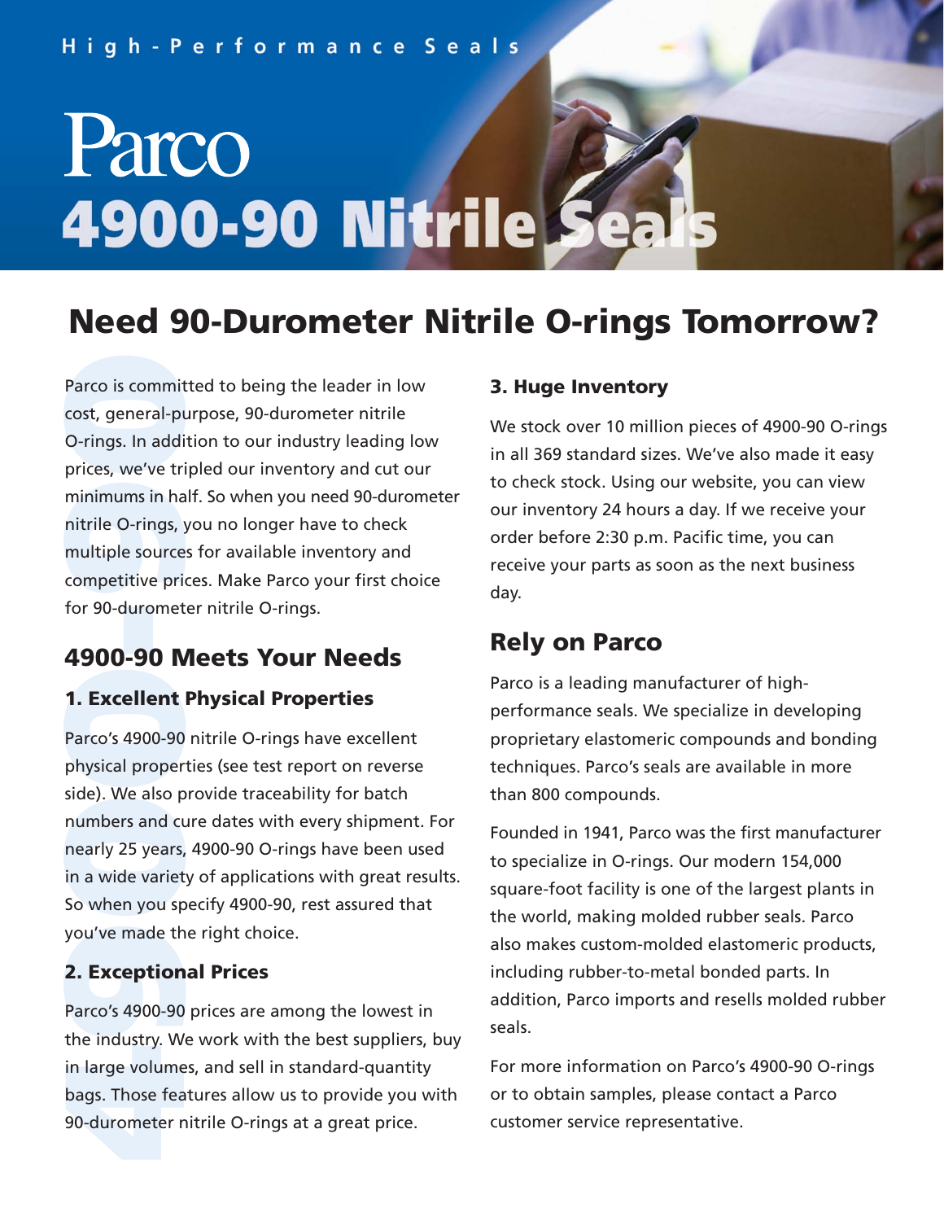High-Performance Seals

# Parco 4900-90 Nitrile Seals

## Need 90-Durometer Nitrile O-rings Tomorrow?

Parco is committed to being the leader in low cost, general-purpose, 90-durometer nitrile O-rings. In addition to our industry leading low prices, we've tripled our inventory and cut our minimums in half. So when you need 90-durometer nitrile O-rings, you no longer have to check multiple sources for available inventory and competitive prices. Make Parco your first choice for 90-durometer nitrile O-rings.

## 4900-90 Meets Your Needs

### 1. Excellent Physical Properties

Parco's 4900-90 nitrile O-rings have excellent physical properties (see test report on reverse side). We also provide traceability for batch numbers and cure dates with every shipment. For nearly 25 years, 4900-90 O-rings have been used in a wide variety of applications with great results. So when you specify 4900-90, rest assured that you've made the right choice.

### 2. Exceptional Prices

Parco's 4900-90 prices are among the lowest in the industry. We work with the best suppliers, buy in large volumes, and sell in standard-quantity bags. Those features allow us to provide you with 90-durometer nitrile O-rings at a great price.

### 3. Huge Inventory

We stock over 10 million pieces of 4900-90 O-rings in all 369 standard sizes. We've also made it easy to check stock. Using our website, you can view our inventory 24 hours a day. If we receive your order before 2:30 p.m. Pacific time, you can receive your parts as soon as the next business day.

## Rely on Parco

Parco is a leading manufacturer of high-performance seals. We specialize in developing proprietary elastomeric compounds and bonding techniques. Parco's seals are available in more than 800 compounds.

Founded in 1941, Parco was the first manufacturer to specialize in O-rings. Our modern 154,000 square-foot facility is one of the largest plants in the world, making molded rubber seals. Parco also makes custom-molded elastomeric products, including rubber-to-metal bonded parts. In addition, Parco imports and resells molded rubber seals.

For more information on Parco's 4900-90 O-rings or to obtain samples, please contact a Parco customer service representative.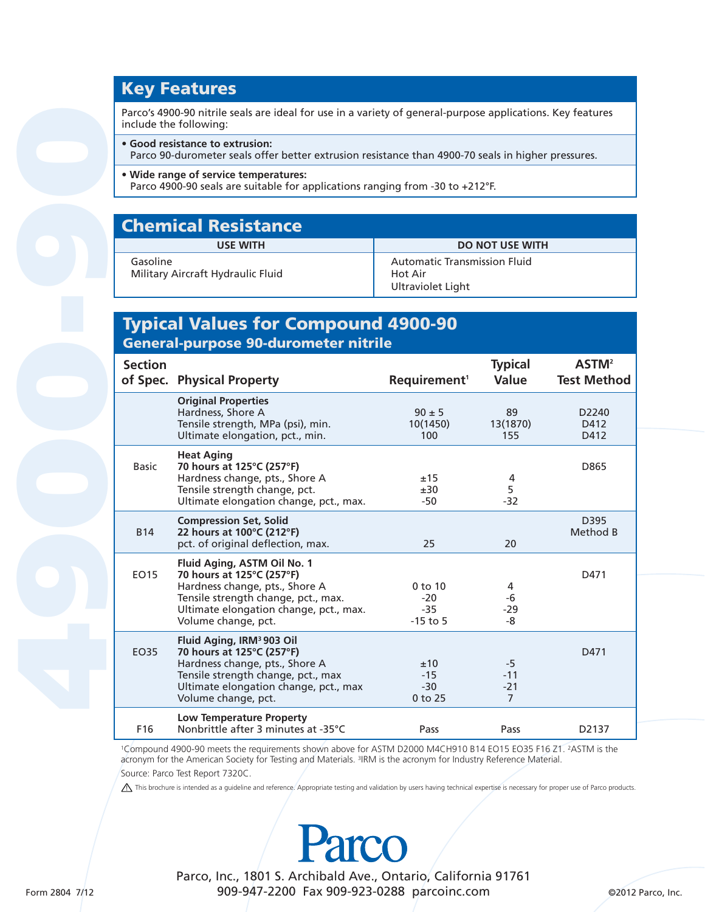## Key Features

Parco's 4900-90 nitrile seals are ideal for use in a variety of general-purpose applications. Key features include the following:

- **Good resistance to extrusion:**
  Parco 90-durometer seals offer better extrusion resistance than 4900-70 seals in higher pressures.
- **Wide range of service temperatures:**
  Parco 4900-90 seals are suitable for applications ranging from -30 to +212°F.

## Chemical Resistance

| USE WITH | DO NOT USE WITH |
|---|---|
| Gasoline<br>Military Aircraft Hydraulic Fluid | Automatic Transmission Fluid<br>Hot Air<br>Ultraviolet Light |

## Typical Values for Compound 4900-90

### General-purpose 90-durometer nitrile

| Section of Spec. | Physical Property | Requirement[1] | Typical Value | ASTM[2] Test Method |
|---|---|---|---|---|
| | **Original Properties** | | | |
| | Hardness, Shore A | 90 ± 5 | 89 | D2240 |
| | Tensile strength, MPa (psi), min. | 10(1450) | 13(1870) | D412 |
| | Ultimate elongation, pct., min. | 100 | 155 | D412 |
| | **Heat Aging** | | | |
| Basic | **70 hours at 125°C (257°F)** | | | D865 |
| | Hardness change, pts., Shore A | ±15 | 4 | |
| | Tensile strength change, pct. | ±30 | 5 | |
| | Ultimate elongation change, pct., max. | -50 | -32 | |
| | **Compression Set, Solid** | | | D395 |
| B14 | **22 hours at 100°C (212°F)** | | | Method B |
| | pct. of original deflection, max. | 25 | 20 | |
| | **Fluid Aging, ASTM Oil No. 1** | | | |
| EO15 | **70 hours at 125°C (257°F)** | | | D471 |
| | Hardness change, pts., Shore A | 0 to 10 | 4 | |
| | Tensile strength change, pct., max. | -20 | -6 | |
| | Ultimate elongation change, pct., max. | -35 | -29 | |
| | Volume change, pct. | -15 to 5 | -8 | |
| | **Fluid Aging, IRM[3] 903 Oil** | | | |
| EO35 | **70 hours at 125°C (257°F)** | | | D471 |
| | Hardness change, pts., Shore A | ±10 | -5 | |
| | Tensile strength change, pct., max | -15 | -11 | |
| | Ultimate elongation change, pct., max | -30 | -21 | |
| | Volume change, pct. | 0 to 25 | 7 | |
| | **Low Temperature Property** | | | |
| F16 | Nonbrittle after 3 minutes at -35°C | Pass | Pass | D2137 |

[1]Compound 4900-90 meets the requirements shown above for ASTM D2000 M4CH910 B14 EO15 EO35 F16 Z1. [2]ASTM is the acronym for the American Society for Testing and Materials. [3]IRM is the acronym for Industry Reference Material.

Source: Parco Test Report 7320C.

⚠ This brochure is intended as a guideline and reference. Appropriate testing and validation by users having technical expertise is necessary for proper use of Parco products.

Parco

Parco, Inc., 1801 S. Archibald Ave., Ontario, California 91761
909-947-2200 Fax 909-923-0288 parcoinc.com

Form 2804 7/12

©2012 Parco, Inc.